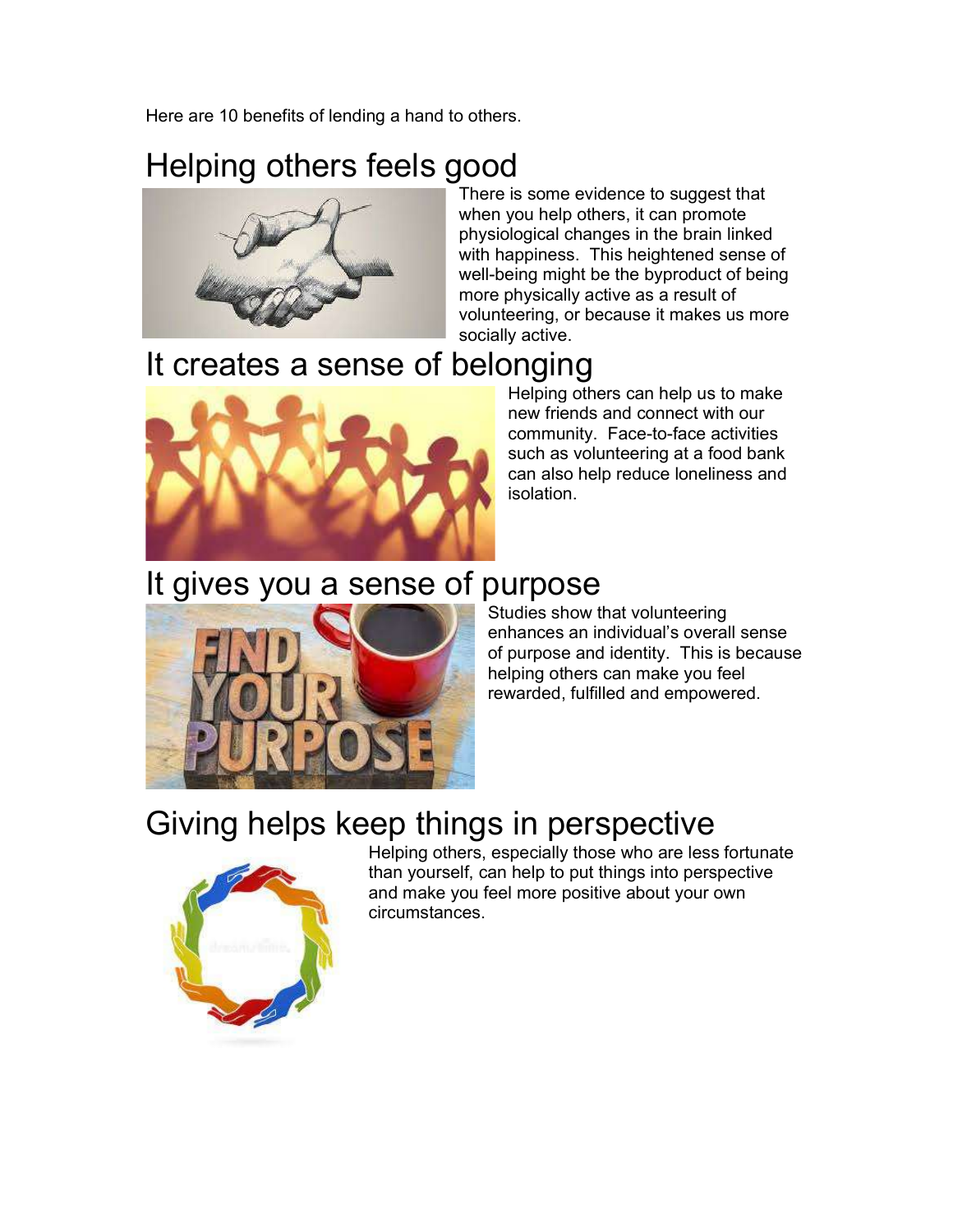Here are 10 benefits of lending a hand to others.

## Helping others feels good

There is some evidence to suggest that when you help others, it can promote physiological changes in the brain linked with happiness. This heightened sense of well-being might be the byproduct of being more physically active as a result of volunteering, or because it makes us more socially active.

## It creates a sense of belonging

Helping others can help us to make new friends and connect with our community. Face-to-face activities such as volunteering at a food bank can also help reduce loneliness and isolation.

## It gives you a sense of purpose

Studies show that volunteering enhances an individual's overall sense of purpose and identity. This is because helping others can make you feel rewarded, fulfilled and empowered.

## Giving helps keep things in perspective

Helping others, especially those who are less fortunate than yourself, can help to put things into perspective and make you feel more positive about your own circumstances.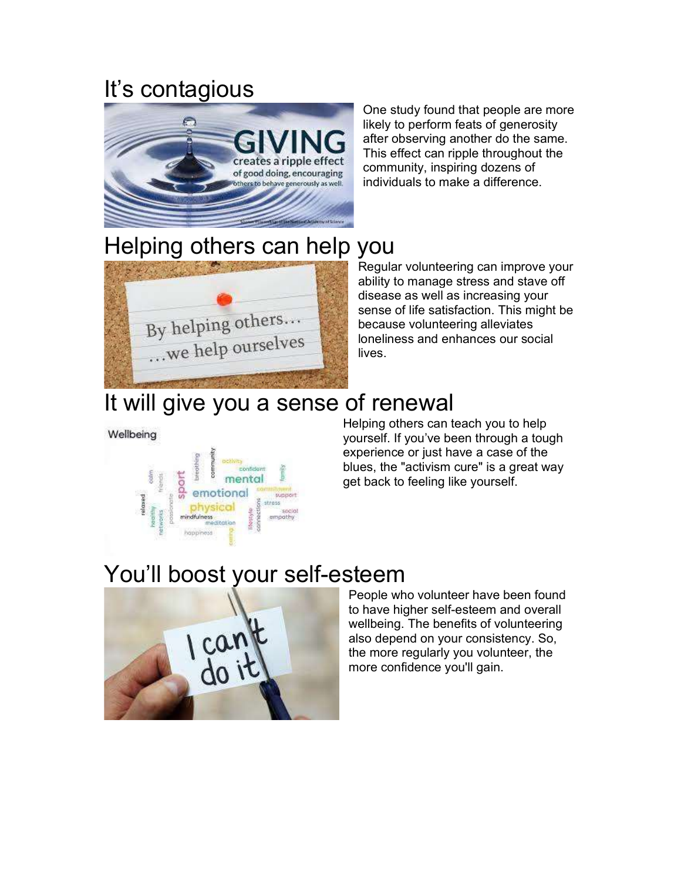## It's contagious

One study found that people are more likely to perform feats of generosity after observing another do the same. This effect can ripple throughout the community, inspiring dozens of individuals to make a difference.

## Helping others can help you

Regular volunteering can improve your ability to manage stress and stave off disease as well as increasing your sense of life satisfaction. This might be because volunteering alleviates loneliness and enhances our social lives.

## It will give you a sense of renewal

Helping others can teach you to help yourself. If you've been through a tough experience or just have a case of the blues, the "activism cure" is a great way get back to feeling like yourself.

## You'll boost your self-esteem

People who volunteer have been found to have higher self-esteem and overall wellbeing. The benefits of volunteering also depend on your consistency. So, the more regularly you volunteer, the more confidence you'll gain.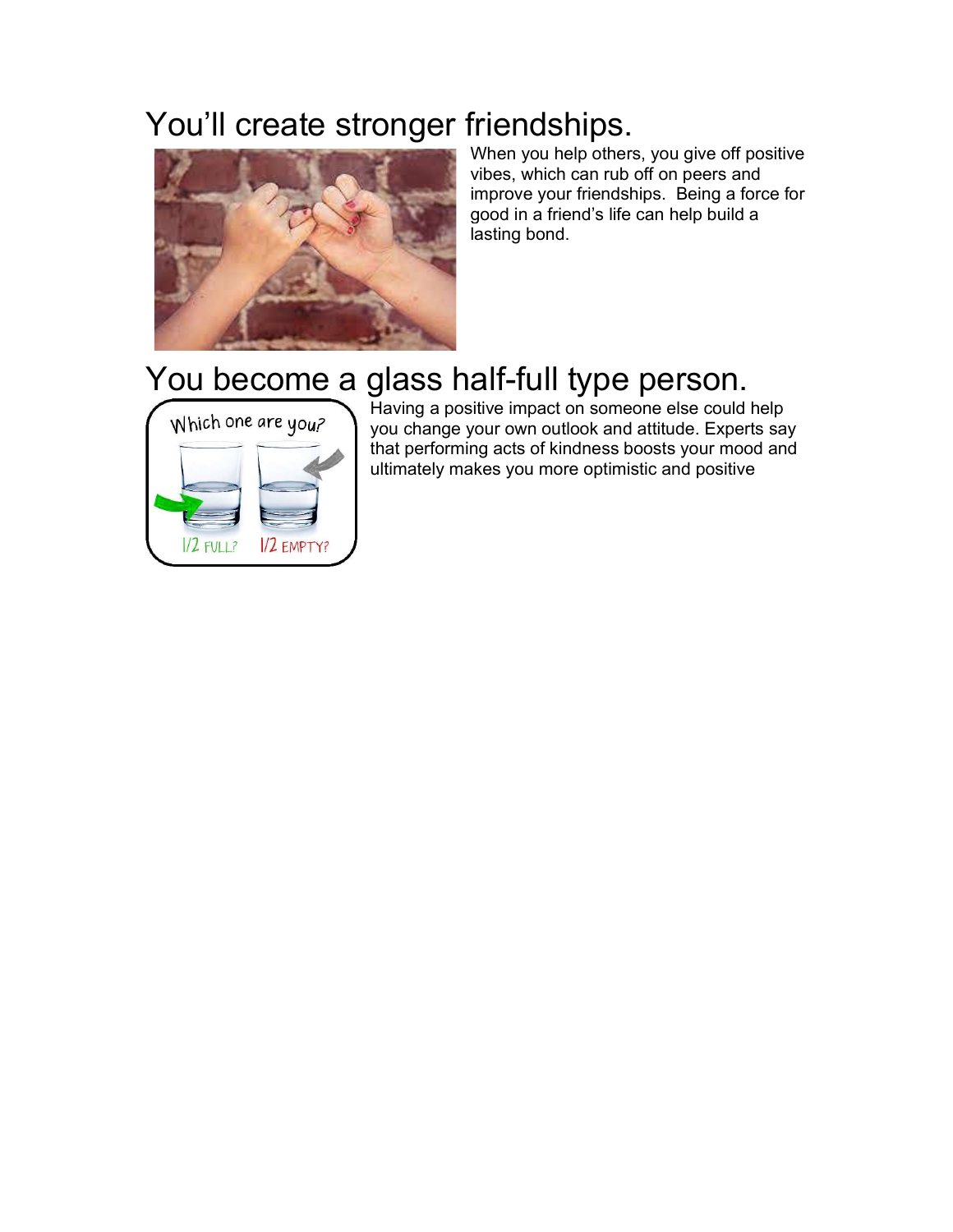# You'll create stronger friendships.

When you help others, you give off positive vibes, which can rub off on peers and improve your friendships. Being a force for good in a friend's life can help build a lasting bond.

# You become a glass half-full type person.

Having a positive impact on someone else could help you change your own outlook and attitude. Experts say that performing acts of kindness boosts your mood and ultimately makes you more optimistic and positive